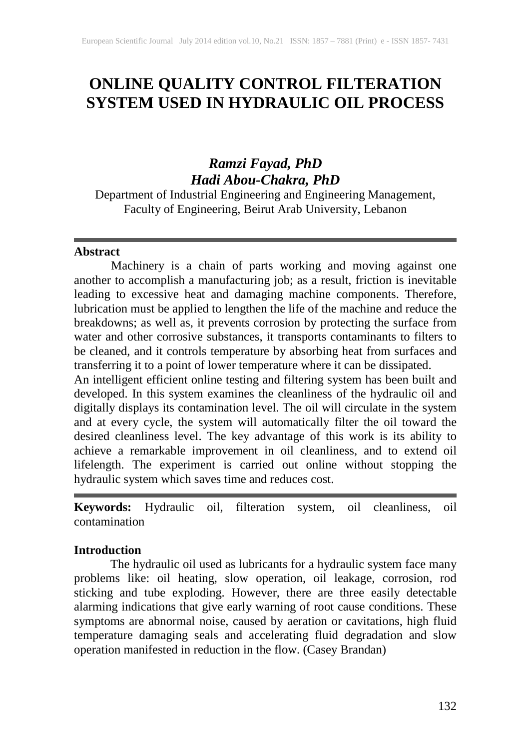# ONLINE QUALITY CONTROL FILTERATION SYSTEM USED IN HYDRAULIC OIL PROCESS

***Ramzi Fayad, PhD***
***Hadi Abou-Chakra, PhD***

Department of Industrial Engineering and Engineering Management, Faculty of Engineering, Beirut Arab University, Lebanon

## Abstract

Machinery is a chain of parts working and moving against one another to accomplish a manufacturing job; as a result, friction is inevitable leading to excessive heat and damaging machine components. Therefore, lubrication must be applied to lengthen the life of the machine and reduce the breakdowns; as well as, it prevents corrosion by protecting the surface from water and other corrosive substances, it transports contaminants to filters to be cleaned, and it controls temperature by absorbing heat from surfaces and transferring it to a point of lower temperature where it can be dissipated.

An intelligent efficient online testing and filtering system has been built and developed. In this system examines the cleanliness of the hydraulic oil and digitally displays its contamination level. The oil will circulate in the system and at every cycle, the system will automatically filter the oil toward the desired cleanliness level. The key advantage of this work is its ability to achieve a remarkable improvement in oil cleanliness, and to extend oil lifelength. The experiment is carried out online without stopping the hydraulic system which saves time and reduces cost.

**Keywords:** Hydraulic oil, filteration system, oil cleanliness, oil contamination

## Introduction

The hydraulic oil used as lubricants for a hydraulic system face many problems like: oil heating, slow operation, oil leakage, corrosion, rod sticking and tube exploding. However, there are three easily detectable alarming indications that give early warning of root cause conditions. These symptoms are abnormal noise, caused by aeration or cavitations, high fluid temperature damaging seals and accelerating fluid degradation and slow operation manifested in reduction in the flow. (Casey Brandan)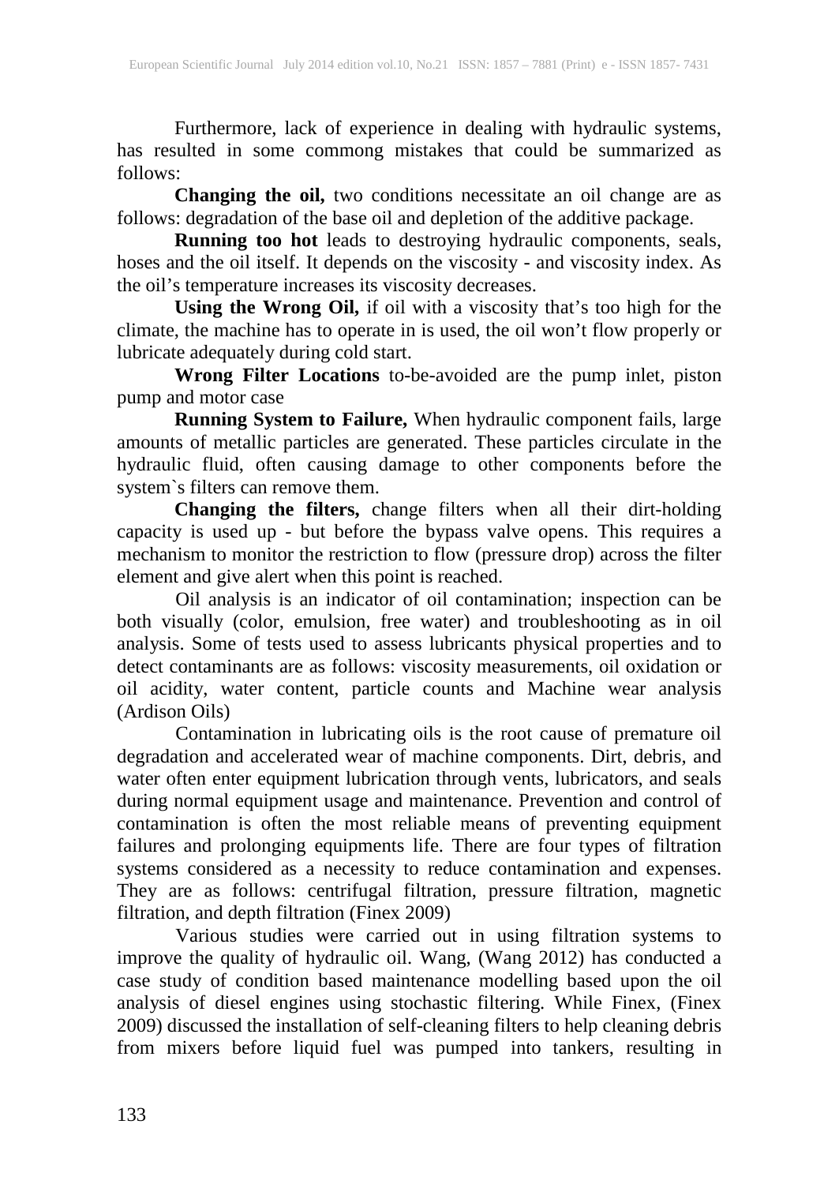Furthermore, lack of experience in dealing with hydraulic systems, has resulted in some commong mistakes that could be summarized as follows:

**Changing the oil,** two conditions necessitate an oil change are as follows: degradation of the base oil and depletion of the additive package.

**Running too hot** leads to destroying hydraulic components, seals, hoses and the oil itself. It depends on the viscosity - and viscosity index. As the oil's temperature increases its viscosity decreases.

**Using the Wrong Oil,** if oil with a viscosity that's too high for the climate, the machine has to operate in is used, the oil won't flow properly or lubricate adequately during cold start.

**Wrong Filter Locations** to-be-avoided are the pump inlet, piston pump and motor case

**Running System to Failure,** When hydraulic component fails, large amounts of metallic particles are generated. These particles circulate in the hydraulic fluid, often causing damage to other components before the system`s filters can remove them.

**Changing the filters,** change filters when all their dirt-holding capacity is used up - but before the bypass valve opens. This requires a mechanism to monitor the restriction to flow (pressure drop) across the filter element and give alert when this point is reached.

Oil analysis is an indicator of oil contamination; inspection can be both visually (color, emulsion, free water) and troubleshooting as in oil analysis. Some of tests used to assess lubricants physical properties and to detect contaminants are as follows: viscosity measurements, oil oxidation or oil acidity, water content, particle counts and Machine wear analysis (Ardison Oils)

Contamination in lubricating oils is the root cause of premature oil degradation and accelerated wear of machine components. Dirt, debris, and water often enter equipment lubrication through vents, lubricators, and seals during normal equipment usage and maintenance. Prevention and control of contamination is often the most reliable means of preventing equipment failures and prolonging equipments life. There are four types of filtration systems considered as a necessity to reduce contamination and expenses. They are as follows: centrifugal filtration, pressure filtration, magnetic filtration, and depth filtration (Finex 2009)

Various studies were carried out in using filtration systems to improve the quality of hydraulic oil. Wang, (Wang 2012) has conducted a case study of condition based maintenance modelling based upon the oil analysis of diesel engines using stochastic filtering. While Finex, (Finex 2009) discussed the installation of self-cleaning filters to help cleaning debris from mixers before liquid fuel was pumped into tankers, resulting in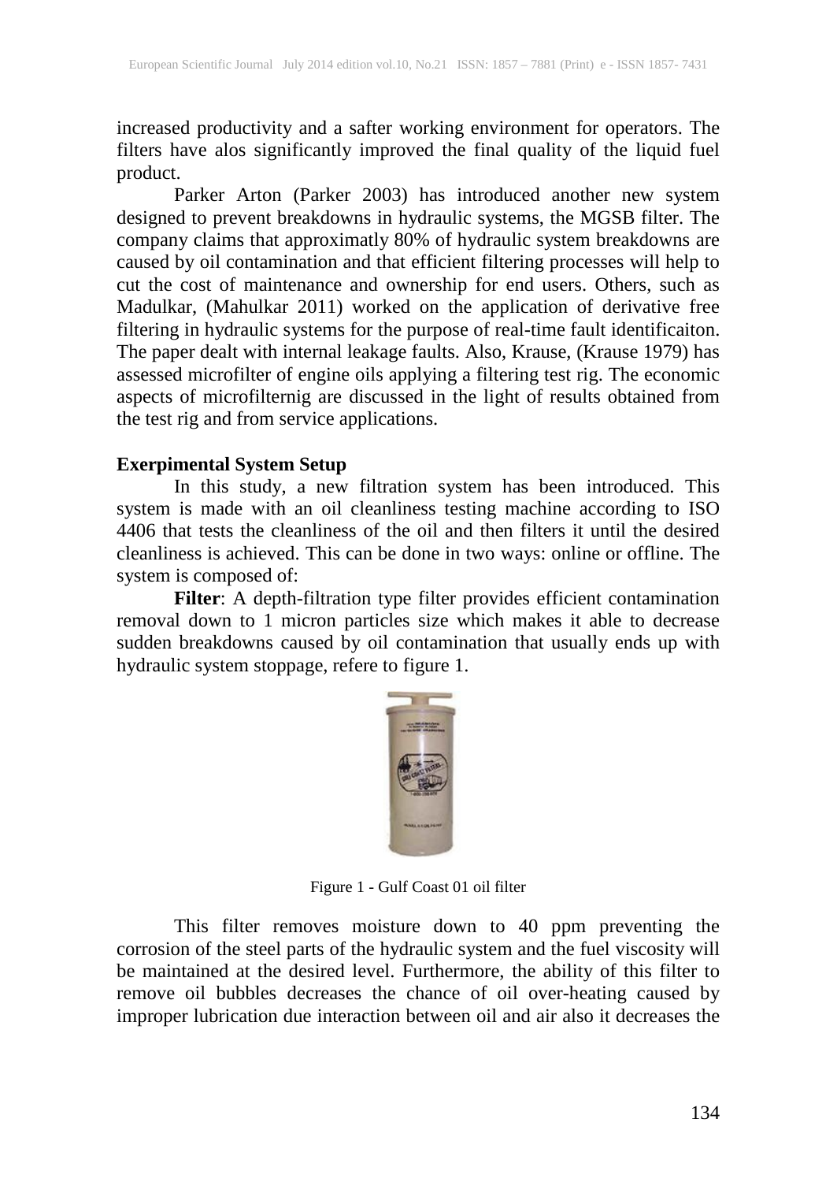increased productivity and a safter working environment for operators. The filters have alos significantly improved the final quality of the liquid fuel product.

Parker Arton (Parker 2003) has introduced another new system designed to prevent breakdowns in hydraulic systems, the MGSB filter. The company claims that approximatly 80% of hydraulic system breakdowns are caused by oil contamination and that efficient filtering processes will help to cut the cost of maintenance and ownership for end users. Others, such as Madulkar, (Mahulkar 2011) worked on the application of derivative free filtering in hydraulic systems for the purpose of real-time fault identificaiton. The paper dealt with internal leakage faults. Also, Krause, (Krause 1979) has assessed microfilter of engine oils applying a filtering test rig. The economic aspects of microfilternig are discussed in the light of results obtained from the test rig and from service applications.

**Exerpimental System Setup**

In this study, a new filtration system has been introduced. This system is made with an oil cleanliness testing machine according to ISO 4406 that tests the cleanliness of the oil and then filters it until the desired cleanliness is achieved. This can be done in two ways: online or offline. The system is composed of:

**Filter**: A depth-filtration type filter provides efficient contamination removal down to 1 micron particles size which makes it able to decrease sudden breakdowns caused by oil contamination that usually ends up with hydraulic system stoppage, refere to figure 1.

Figure 1 - Gulf Coast 01 oil filter

This filter removes moisture down to 40 ppm preventing the corrosion of the steel parts of the hydraulic system and the fuel viscosity will be maintained at the desired level. Furthermore, the ability of this filter to remove oil bubbles decreases the chance of oil over-heating caused by improper lubrication due interaction between oil and air also it decreases the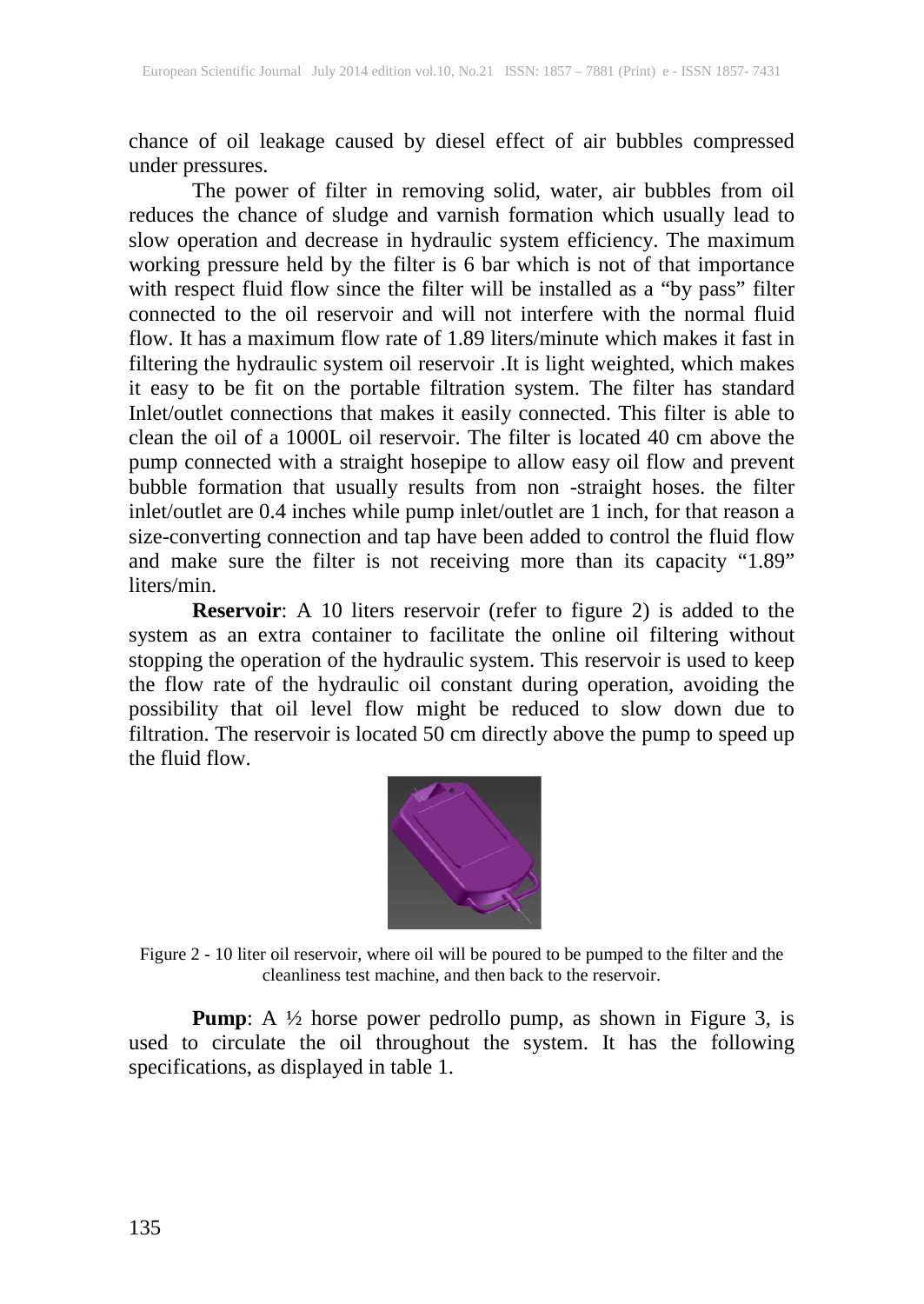chance of oil leakage caused by diesel effect of air bubbles compressed under pressures.

The power of filter in removing solid, water, air bubbles from oil reduces the chance of sludge and varnish formation which usually lead to slow operation and decrease in hydraulic system efficiency. The maximum working pressure held by the filter is 6 bar which is not of that importance with respect fluid flow since the filter will be installed as a "by pass" filter connected to the oil reservoir and will not interfere with the normal fluid flow. It has a maximum flow rate of 1.89 liters/minute which makes it fast in filtering the hydraulic system oil reservoir .It is light weighted, which makes it easy to be fit on the portable filtration system. The filter has standard Inlet/outlet connections that makes it easily connected. This filter is able to clean the oil of a 1000L oil reservoir. The filter is located 40 cm above the pump connected with a straight hosepipe to allow easy oil flow and prevent bubble formation that usually results from non -straight hoses. the filter inlet/outlet are 0.4 inches while pump inlet/outlet are 1 inch, for that reason a size-converting connection and tap have been added to control the fluid flow and make sure the filter is not receiving more than its capacity "1.89" liters/min.

**Reservoir**: A 10 liters reservoir (refer to figure 2) is added to the system as an extra container to facilitate the online oil filtering without stopping the operation of the hydraulic system. This reservoir is used to keep the flow rate of the hydraulic oil constant during operation, avoiding the possibility that oil level flow might be reduced to slow down due to filtration. The reservoir is located 50 cm directly above the pump to speed up the fluid flow.

Figure 2 - 10 liter oil reservoir, where oil will be poured to be pumped to the filter and the cleanliness test machine, and then back to the reservoir.

**Pump**: A ½ horse power pedrollo pump, as shown in Figure 3, is used to circulate the oil throughout the system. It has the following specifications, as displayed in table 1.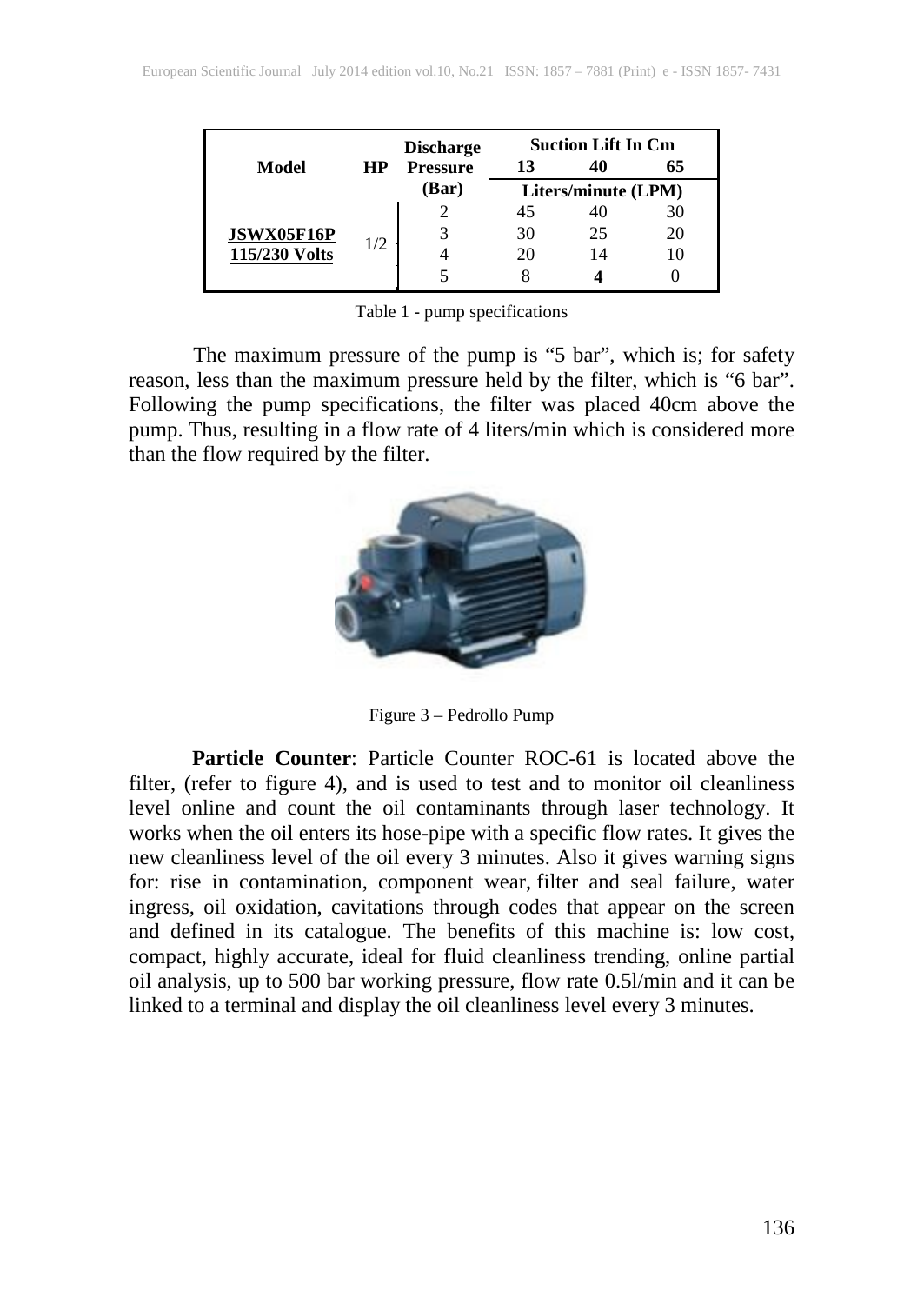| Model | HP | Discharge Pressure (Bar) | Suction Lift In Cm | | |
|---|---|---|---|---|---|
| | | | 13 | 40 | 65 |
| | | | Liters/minute (LPM) | | |
| **JSWX05F16P 115/230 Volts** | 1/2 | 2 | 45 | 40 | 30 |
| | | 3 | 30 | 25 | 20 |
| | | 4 | 20 | 14 | 10 |
| | | 5 | 8 | **4** | 0 |

Table 1 - pump specifications

The maximum pressure of the pump is "5 bar", which is; for safety reason, less than the maximum pressure held by the filter, which is "6 bar". Following the pump specifications, the filter was placed 40cm above the pump. Thus, resulting in a flow rate of 4 liters/min which is considered more than the flow required by the filter.

Figure 3 – Pedrollo Pump

**Particle Counter**: Particle Counter ROC-61 is located above the filter, (refer to figure 4), and is used to test and to monitor oil cleanliness level online and count the oil contaminants through laser technology. It works when the oil enters its hose-pipe with a specific flow rates. It gives the new cleanliness level of the oil every 3 minutes. Also it gives warning signs for: rise in contamination, component wear, filter and seal failure, water ingress, oil oxidation, cavitations through codes that appear on the screen and defined in its catalogue. The benefits of this machine is: low cost, compact, highly accurate, ideal for fluid cleanliness trending, online partial oil analysis, up to 500 bar working pressure, flow rate 0.5l/min and it can be linked to a terminal and display the oil cleanliness level every 3 minutes.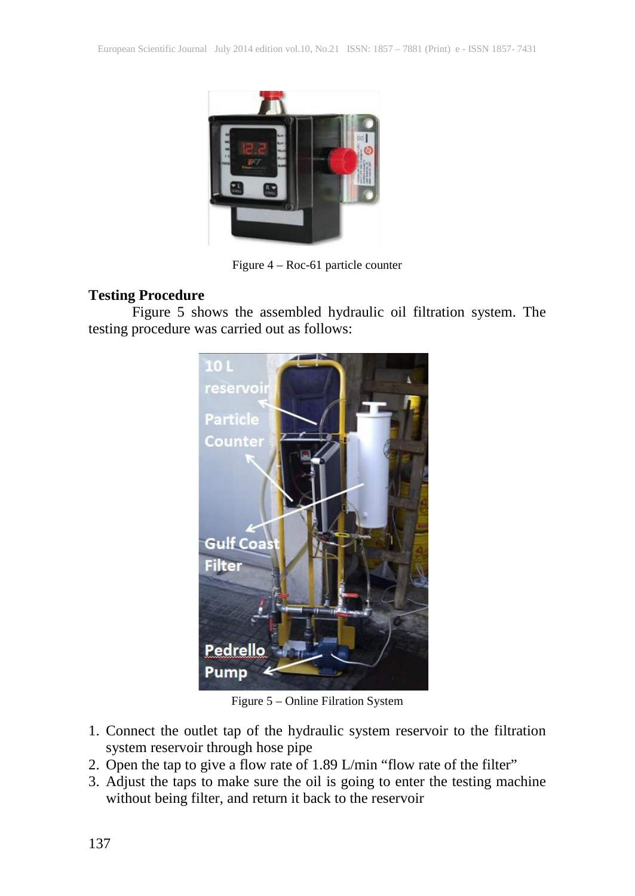Figure 4 – Roc-61 particle counter

**Testing Procedure**

Figure 5 shows the assembled hydraulic oil filtration system. The testing procedure was carried out as follows:

Figure 5 – Online Filration System

1. Connect the outlet tap of the hydraulic system reservoir to the filtration system reservoir through hose pipe
2. Open the tap to give a flow rate of 1.89 L/min "flow rate of the filter"
3. Adjust the taps to make sure the oil is going to enter the testing machine without being filter, and return it back to the reservoir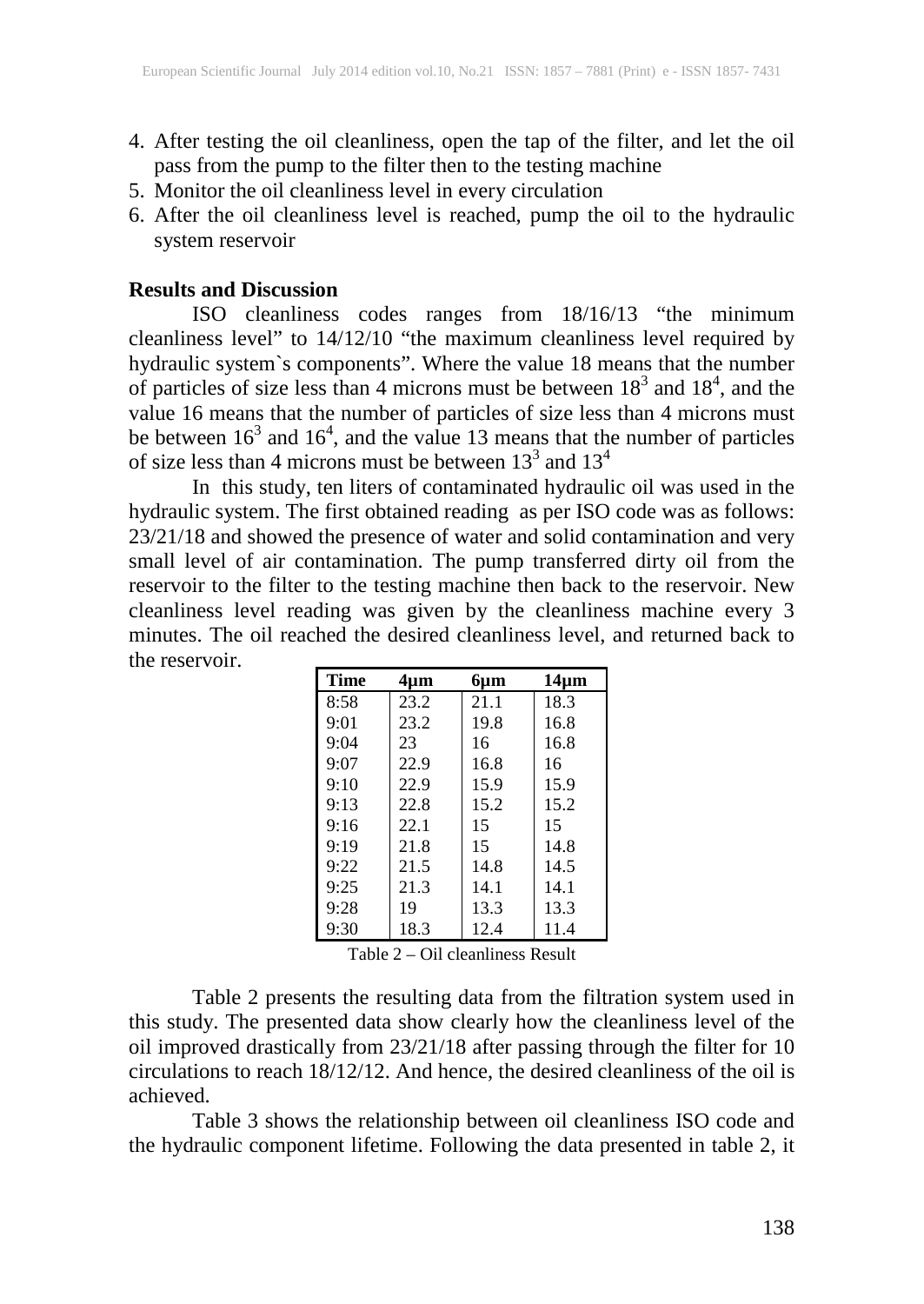4. After testing the oil cleanliness, open the tap of the filter, and let the oil pass from the pump to the filter then to the testing machine
5. Monitor the oil cleanliness level in every circulation
6. After the oil cleanliness level is reached, pump the oil to the hydraulic system reservoir

**Results and Discussion**

ISO cleanliness codes ranges from 18/16/13 "the minimum cleanliness level" to 14/12/10 "the maximum cleanliness level required by hydraulic system`s components". Where the value 18 means that the number of particles of size less than 4 microns must be between $18^3$ and $18^4$, and the value 16 means that the number of particles of size less than 4 microns must be between $16^3$ and $16^4$, and the value 13 means that the number of particles of size less than 4 microns must be between $13^3$ and $13^4$

In this study, ten liters of contaminated hydraulic oil was used in the hydraulic system. The first obtained reading as per ISO code was as follows: 23/21/18 and showed the presence of water and solid contamination and very small level of air contamination. The pump transferred dirty oil from the reservoir to the filter to the testing machine then back to the reservoir. New cleanliness level reading was given by the cleanliness machine every 3 minutes. The oil reached the desired cleanliness level, and returned back to the reservoir.

| Time | 4µm | 6µm | 14µm |
|---|---|---|---|
| 8:58 | 23.2 | 21.1 | 18.3 |
| 9:01 | 23.2 | 19.8 | 16.8 |
| 9:04 | 23 | 16 | 16.8 |
| 9:07 | 22.9 | 16.8 | 16 |
| 9:10 | 22.9 | 15.9 | 15.9 |
| 9:13 | 22.8 | 15.2 | 15.2 |
| 9:16 | 22.1 | 15 | 15 |
| 9:19 | 21.8 | 15 | 14.8 |
| 9:22 | 21.5 | 14.8 | 14.5 |
| 9:25 | 21.3 | 14.1 | 14.1 |
| 9:28 | 19 | 13.3 | 13.3 |
| 9:30 | 18.3 | 12.4 | 11.4 |

Table 2 – Oil cleanliness Result

Table 2 presents the resulting data from the filtration system used in this study. The presented data show clearly how the cleanliness level of the oil improved drastically from 23/21/18 after passing through the filter for 10 circulations to reach 18/12/12. And hence, the desired cleanliness of the oil is achieved.

Table 3 shows the relationship between oil cleanliness ISO code and the hydraulic component lifetime. Following the data presented in table 2, it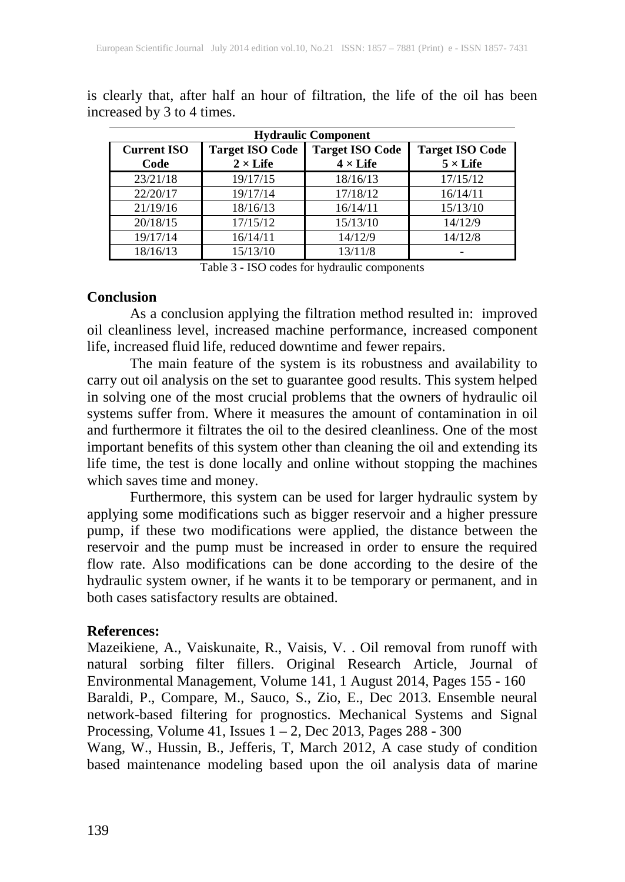is clearly that, after half an hour of filtration, the life of the oil has been increased by 3 to 4 times.

| Hydraulic Component | | | |
|---|---|---|---|
| **Current ISO Code** | **Target ISO Code 2 × Life** | **Target ISO Code 4 × Life** | **Target ISO Code 5 × Life** |
| 23/21/18 | 19/17/15 | 18/16/13 | 17/15/12 |
| 22/20/17 | 19/17/14 | 17/18/12 | 16/14/11 |
| 21/19/16 | 18/16/13 | 16/14/11 | 15/13/10 |
| 20/18/15 | 17/15/12 | 15/13/10 | 14/12/9 |
| 19/17/14 | 16/14/11 | 14/12/9 | 14/12/8 |
| 18/16/13 | 15/13/10 | 13/11/8 | - |

Table 3 - ISO codes for hydraulic components

## Conclusion

As a conclusion applying the filtration method resulted in: improved oil cleanliness level, increased machine performance, increased component life, increased fluid life, reduced downtime and fewer repairs.

The main feature of the system is its robustness and availability to carry out oil analysis on the set to guarantee good results. This system helped in solving one of the most crucial problems that the owners of hydraulic oil systems suffer from. Where it measures the amount of contamination in oil and furthermore it filtrates the oil to the desired cleanliness. One of the most important benefits of this system other than cleaning the oil and extending its life time, the test is done locally and online without stopping the machines which saves time and money.

Furthermore, this system can be used for larger hydraulic system by applying some modifications such as bigger reservoir and a higher pressure pump, if these two modifications were applied, the distance between the reservoir and the pump must be increased in order to ensure the required flow rate. Also modifications can be done according to the desire of the hydraulic system owner, if he wants it to be temporary or permanent, and in both cases satisfactory results are obtained.

## References:

Mazeikiene, A., Vaiskunaite, R., Vaisis, V. . Oil removal from runoff with natural sorbing filter fillers. Original Research Article, Journal of Environmental Management, Volume 141, 1 August 2014, Pages 155 - 160

Baraldi, P., Compare, M., Sauco, S., Zio, E., Dec 2013. Ensemble neural network-based filtering for prognostics. Mechanical Systems and Signal Processing, Volume 41, Issues 1 – 2, Dec 2013, Pages 288 - 300

Wang, W., Hussin, B., Jefferis, T, March 2012, A case study of condition based maintenance modeling based upon the oil analysis data of marine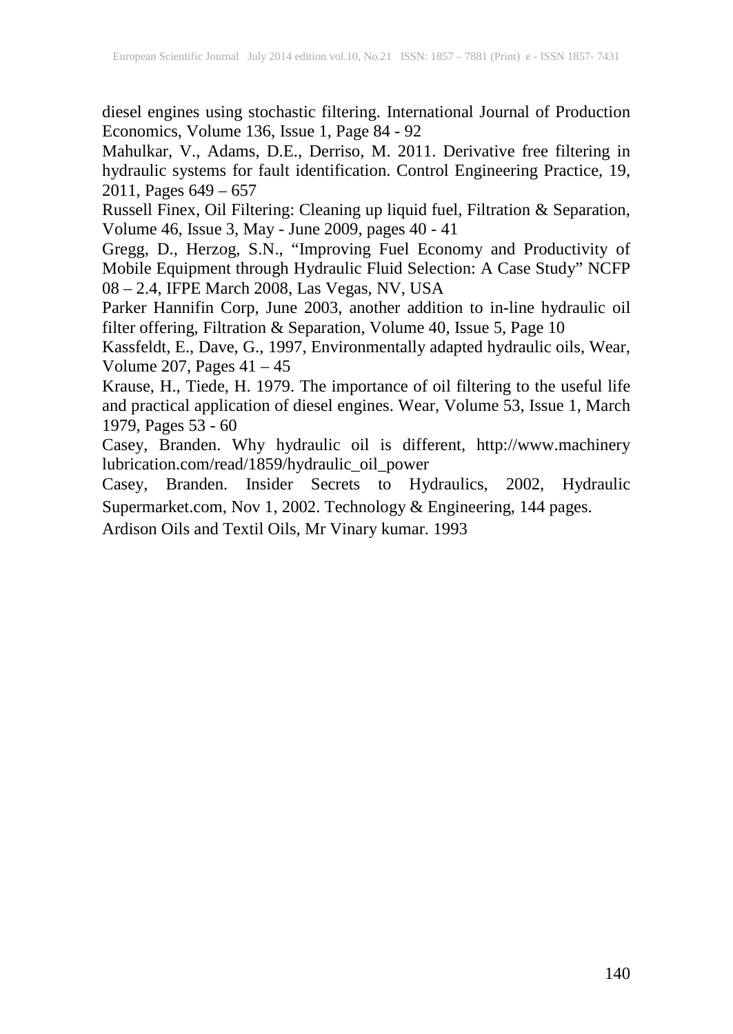diesel engines using stochastic filtering. International Journal of Production Economics, Volume 136, Issue 1, Page 84 - 92

Mahulkar, V., Adams, D.E., Derriso, M. 2011. Derivative free filtering in hydraulic systems for fault identification. Control Engineering Practice, 19, 2011, Pages 649 – 657

Russell Finex, Oil Filtering: Cleaning up liquid fuel, Filtration & Separation, Volume 46, Issue 3, May - June 2009, pages 40 - 41

Gregg, D., Herzog, S.N., "Improving Fuel Economy and Productivity of Mobile Equipment through Hydraulic Fluid Selection: A Case Study" NCFP 08 – 2.4, IFPE March 2008, Las Vegas, NV, USA

Parker Hannifin Corp, June 2003, another addition to in-line hydraulic oil filter offering, Filtration & Separation, Volume 40, Issue 5, Page 10

Kassfeldt, E., Dave, G., 1997, Environmentally adapted hydraulic oils, Wear, Volume 207, Pages 41 – 45

Krause, H., Tiede, H. 1979. The importance of oil filtering to the useful life and practical application of diesel engines. Wear, Volume 53, Issue 1, March 1979, Pages 53 - 60

Casey, Branden. Why hydraulic oil is different, http://www.machinery lubrication.com/read/1859/hydraulic_oil_power

Casey, Branden. Insider Secrets to Hydraulics, 2002, Hydraulic Supermarket.com, Nov 1, 2002. Technology & Engineering, 144 pages.

Ardison Oils and Textil Oils, Mr Vinary kumar. 1993